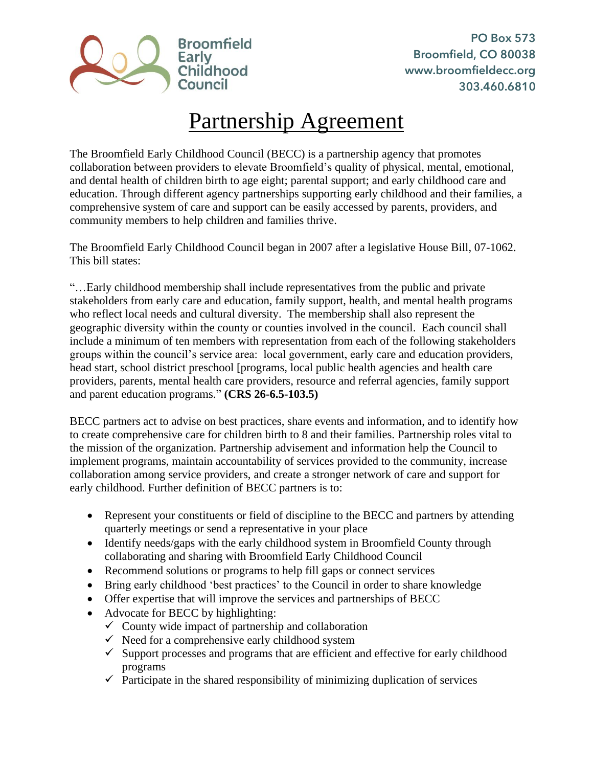Broomfield Early Childhood Council

PO Box 573
Broomfield, CO 80038
www.broomfieldecc.org
303.460.6810

# Partnership Agreement

The Broomfield Early Childhood Council (BECC) is a partnership agency that promotes collaboration between providers to elevate Broomfield's quality of physical, mental, emotional, and dental health of children birth to age eight; parental support; and early childhood care and education. Through different agency partnerships supporting early childhood and their families, a comprehensive system of care and support can be easily accessed by parents, providers, and community members to help children and families thrive.

The Broomfield Early Childhood Council began in 2007 after a legislative House Bill, 07-1062. This bill states:

"…Early childhood membership shall include representatives from the public and private stakeholders from early care and education, family support, health, and mental health programs who reflect local needs and cultural diversity. The membership shall also represent the geographic diversity within the county or counties involved in the council. Each council shall include a minimum of ten members with representation from each of the following stakeholders groups within the council's service area: local government, early care and education providers, head start, school district preschool [programs, local public health agencies and health care providers, parents, mental health care providers, resource and referral agencies, family support and parent education programs." **(CRS 26-6.5-103.5)**

BECC partners act to advise on best practices, share events and information, and to identify how to create comprehensive care for children birth to 8 and their families. Partnership roles vital to the mission of the organization. Partnership advisement and information help the Council to implement programs, maintain accountability of services provided to the community, increase collaboration among service providers, and create a stronger network of care and support for early childhood. Further definition of BECC partners is to:

- Represent your constituents or field of discipline to the BECC and partners by attending quarterly meetings or send a representative in your place
- Identify needs/gaps with the early childhood system in Broomfield County through collaborating and sharing with Broomfield Early Childhood Council
- Recommend solutions or programs to help fill gaps or connect services
- Bring early childhood 'best practices' to the Council in order to share knowledge
- Offer expertise that will improve the services and partnerships of BECC
- Advocate for BECC by highlighting:
  - ✓ County wide impact of partnership and collaboration
  - ✓ Need for a comprehensive early childhood system
  - ✓ Support processes and programs that are efficient and effective for early childhood programs
  - ✓ Participate in the shared responsibility of minimizing duplication of services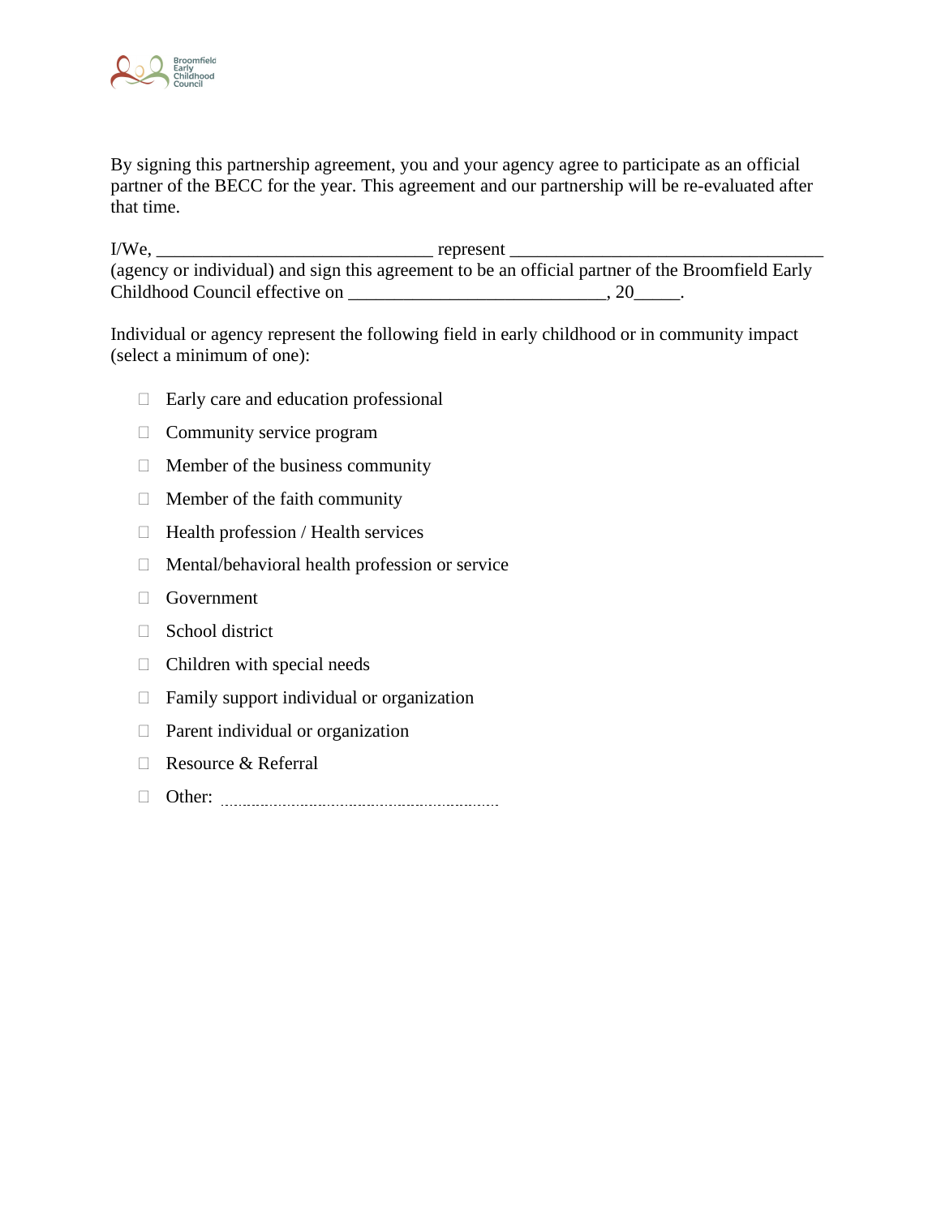By signing this partnership agreement, you and your agency agree to participate as an official partner of the BECC for the year. This agreement and our partnership will be re-evaluated after that time.

I/We, ______________________________ represent __________________________________ (agency or individual) and sign this agreement to be an official partner of the Broomfield Early Childhood Council effective on ____________________________, 20_____.

Individual or agency represent the following field in early childhood or in community impact (select a minimum of one):

- ☐ Early care and education professional
- ☐ Community service program
- ☐ Member of the business community
- ☐ Member of the faith community
- ☐ Health profession / Health services
- ☐ Mental/behavioral health profession or service
- ☐ Government
- ☐ School district
- ☐ Children with special needs
- ☐ Family support individual or organization
- ☐ Parent individual or organization
- ☐ Resource & Referral
- ☐ Other: ..............................................................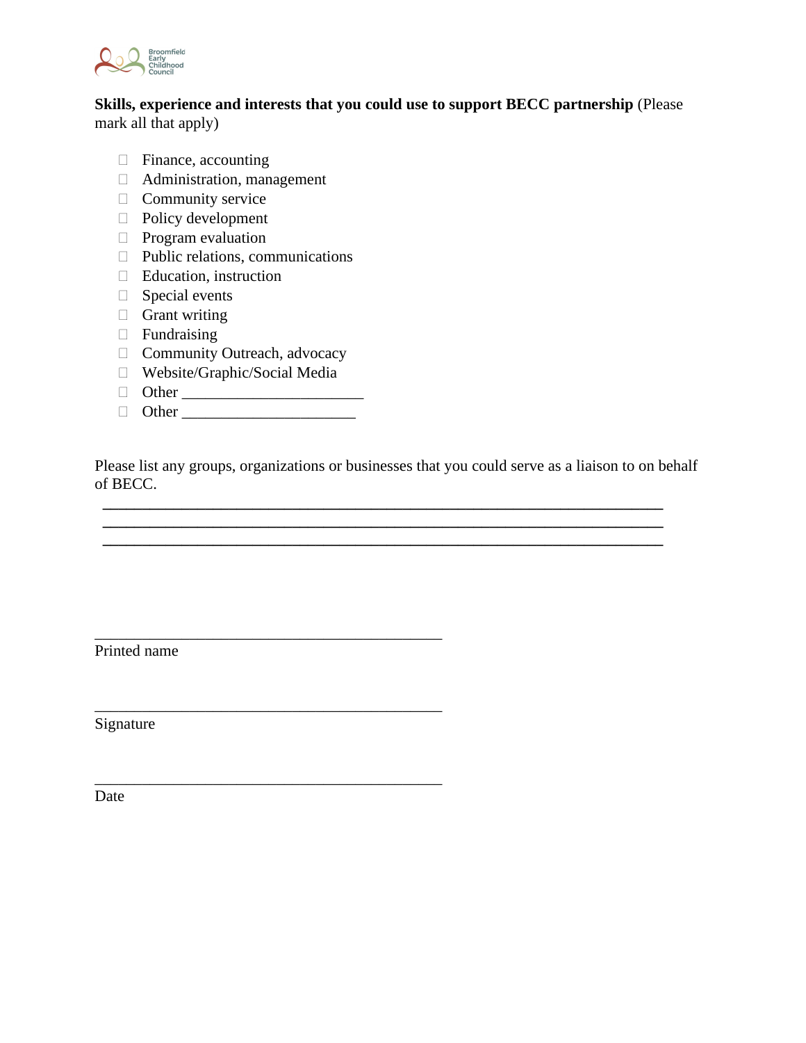**Skills, experience and interests that you could use to support BECC partnership** (Please mark all that apply)

- ☐ Finance, accounting
- ☐ Administration, management
- ☐ Community service
- ☐ Policy development
- ☐ Program evaluation
- ☐ Public relations, communications
- ☐ Education, instruction
- ☐ Special events
- ☐ Grant writing
- ☐ Fundraising
- ☐ Community Outreach, advocacy
- ☐ Website/Graphic/Social Media
- ☐ Other ______________________
- ☐ Other ______________________

Please list any groups, organizations or businesses that you could serve as a liaison to on behalf of BECC.

______________________________________________________________________

______________________________________________________________________

______________________________________________________________________

____________________________________________
Printed name

____________________________________________
Signature

____________________________________________
Date